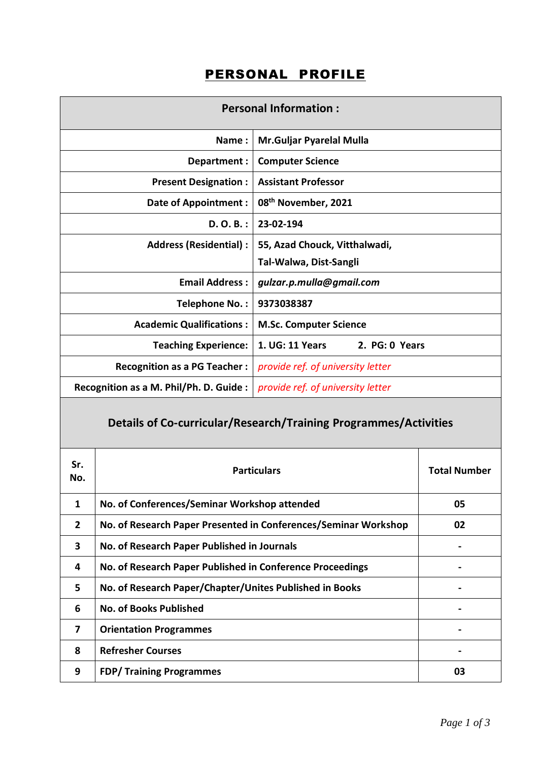# PERSONAL PROFILE

| Personal Information : | |
|---|---|
| **Name :** | **Mr.Guljar Pyarelal Mulla** |
| **Department :** | **Computer Science** |
| **Present Designation :** | **Assistant Professor** |
| **Date of Appointment :** | **08th November, 2021** |
| **D. O. B. :** | **23-02-194** |
| **Address (Residential) :** | **55, Azad Chouck, Vitthalwadi, Tal-Walwa, Dist-Sangli** |
| **Email Address :** | ***gulzar.p.mulla@gmail.com*** |
| **Telephone No. :** | **9373038387** |
| **Academic Qualifications :** | **M.Sc. Computer Science** |
| **Teaching Experience:** | **1. UG: 11 Years 2. PG: 0 Years** |
| **Recognition as a PG Teacher :** | *provide ref. of university letter* |
| **Recognition as a M. Phil/Ph. D. Guide :** | *provide ref. of university letter* |

## Details of Co-curricular/Research/Training Programmes/Activities

| Sr. No. | Particulars | Total Number |
|---|---|---|
| 1 | No. of Conferences/Seminar Workshop attended | 05 |
| 2 | No. of Research Paper Presented in Conferences/Seminar Workshop | 02 |
| 3 | No. of Research Paper Published in Journals | - |
| 4 | No. of Research Paper Published in Conference Proceedings | - |
| 5 | No. of Research Paper/Chapter/Unites Published in Books | - |
| 6 | No. of Books Published | - |
| 7 | Orientation Programmes | - |
| 8 | Refresher Courses | - |
| 9 | FDP/ Training Programmes | 03 |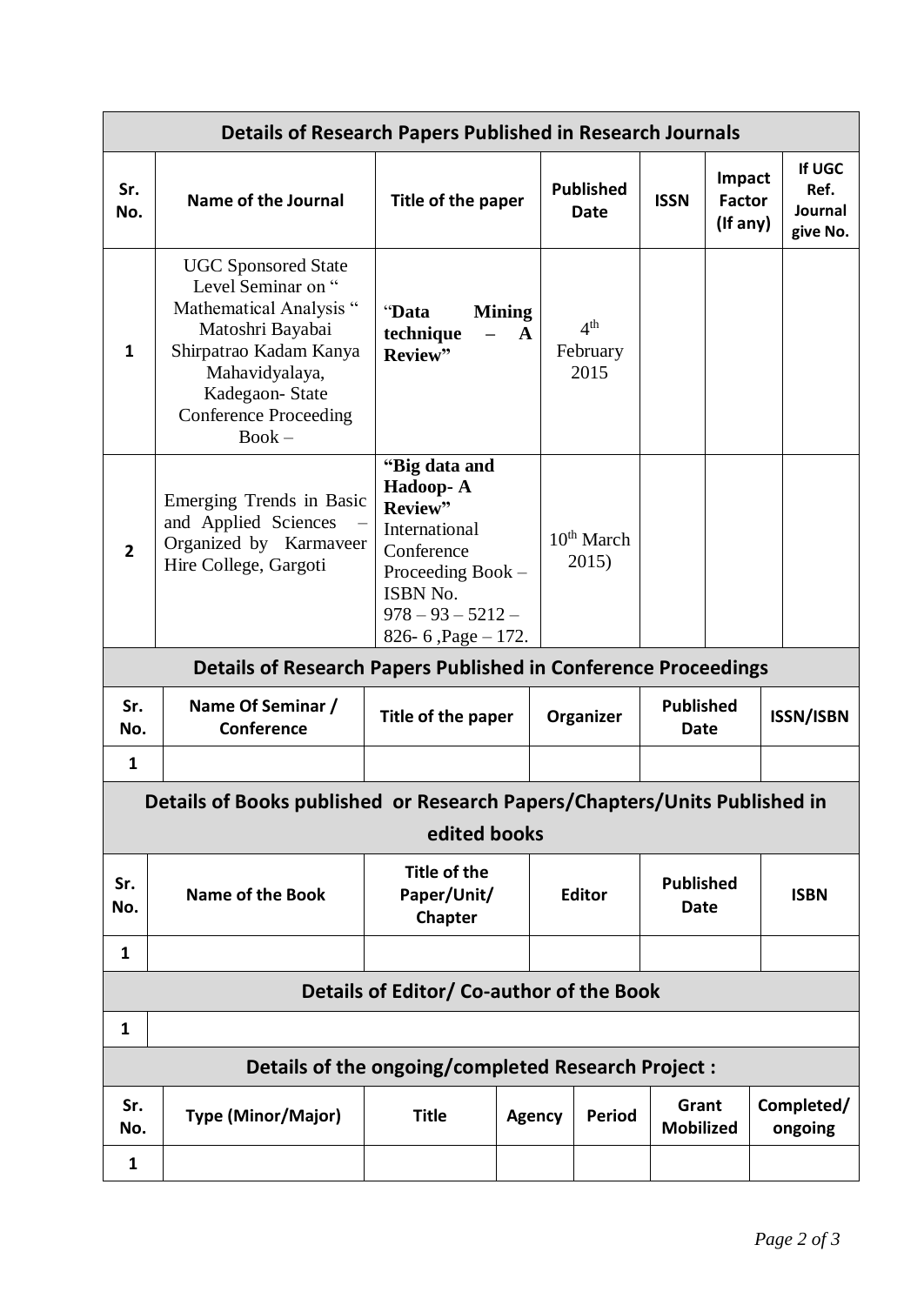## Details of Research Papers Published in Research Journals

| Sr. No. | Name of the Journal | Title of the paper | Published Date | ISSN | Impact Factor (If any) | If UGC Ref. Journal give No. |
|---|---|---|---|---|---|---|
| 1 | UGC Sponsored State Level Seminar on " Mathematical Analysis " Matoshri Bayabai Shirpatrao Kadam Kanya Mahavidyalaya, Kadegaon- State Conference Proceeding Book – | "**Data Mining technique – A Review**" | 4th February 2015 | | | |
| 2 | Emerging Trends in Basic and Applied Sciences – Organized by Karmaveer Hire College, Gargoti | **"Big data and Hadoop- A Review"** International Conference Proceeding Book – ISBN No. 978 – 93 – 5212 – 826- 6 ,Page – 172. | 10th March 2015) | | | |

## Details of Research Papers Published in Conference Proceedings

| Sr. No. | Name Of Seminar / Conference | Title of the paper | Organizer | Published Date | ISSN/ISBN |
|---|---|---|---|---|---|
| 1 | | | | | |

## Details of Books published or Research Papers/Chapters/Units Published in edited books

| Sr. No. | Name of the Book | Title of the Paper/Unit/ Chapter | Editor | Published Date | ISBN |
|---|---|---|---|---|---|
| 1 | | | | | |

## Details of Editor/ Co-author of the Book

| | |
|---|---|
| 1 | |

## Details of the ongoing/completed Research Project :

| Sr. No. | Type (Minor/Major) | Title | Agency | Period | Grant Mobilized | Completed/ ongoing |
|---|---|---|---|---|---|---|
| 1 | | | | | | |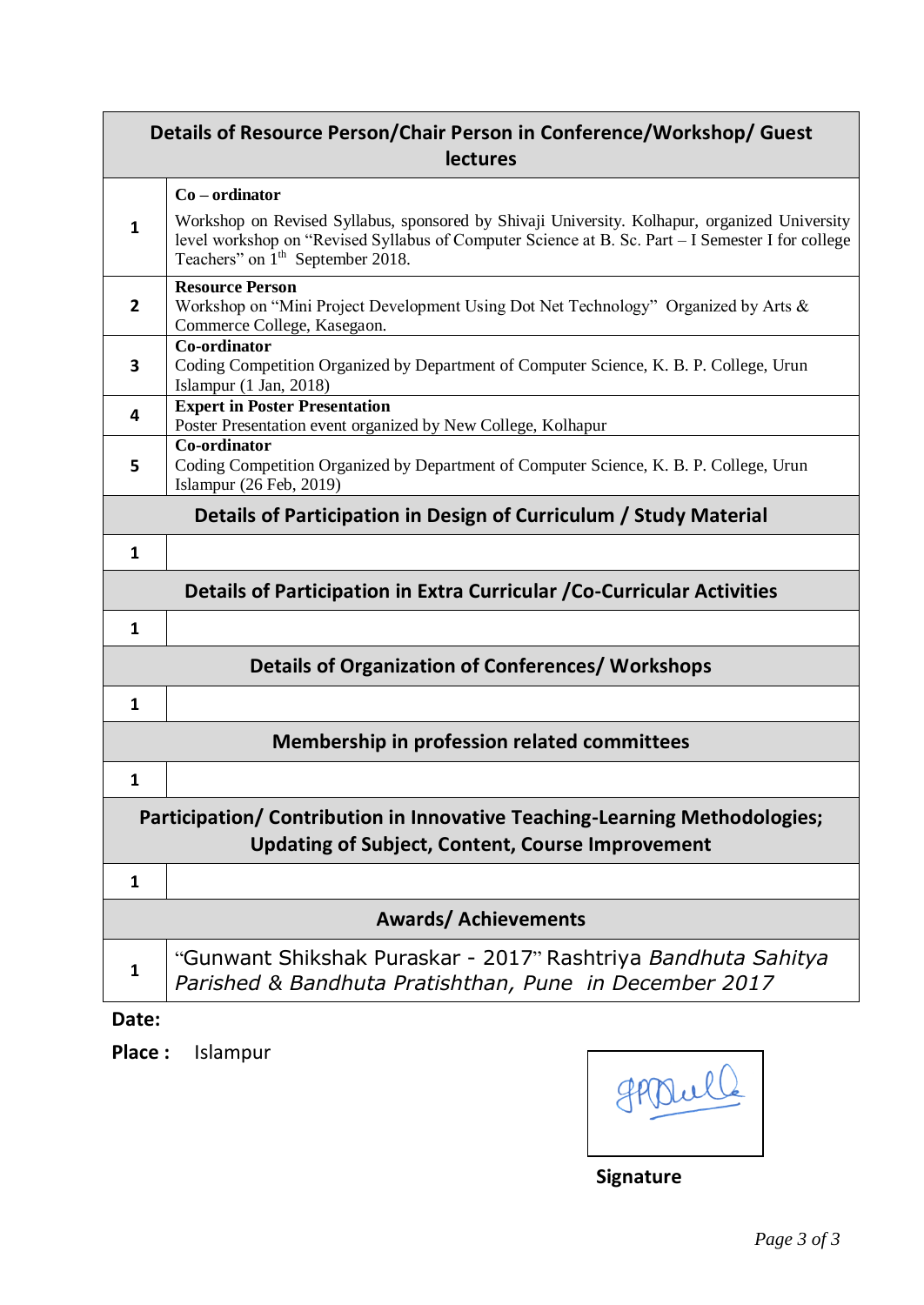| Details of Resource Person/Chair Person in Conference/Workshop/ Guest lectures | |
|---|---|
| 1 | **Co – ordinator**<br>Workshop on Revised Syllabus, sponsored by Shivaji University. Kolhapur, organized University level workshop on "Revised Syllabus of Computer Science at B. Sc. Part – I Semester I for college Teachers" on 1th September 2018. |
| 2 | **Resource Person**<br>Workshop on "Mini Project Development Using Dot Net Technology" Organized by Arts & Commerce College, Kasegaon. |
| 3 | **Co-ordinator**<br>Coding Competition Organized by Department of Computer Science, K. B. P. College, Urun Islampur (1 Jan, 2018) |
| 4 | **Expert in Poster Presentation**<br>Poster Presentation event organized by New College, Kolhapur |
| 5 | **Co-ordinator**<br>Coding Competition Organized by Department of Computer Science, K. B. P. College, Urun Islampur (26 Feb, 2019) |
| **Details of Participation in Design of Curriculum / Study Material** | |
| 1 | |
| **Details of Participation in Extra Curricular /Co-Curricular Activities** | |
| 1 | |
| **Details of Organization of Conferences/ Workshops** | |
| 1 | |
| **Membership in profession related committees** | |
| 1 | |
| **Participation/ Contribution in Innovative Teaching-Learning Methodologies; Updating of Subject, Content, Course Improvement** | |
| 1 | |
| **Awards/ Achievements** | |
| 1 | "Gunwant Shikshak Puraskar - 2017" Rashtriya *Bandhuta Sahitya Parished & Bandhuta Pratishthan, Pune in December 2017* |

**Date:**

**Place :** Islampur

**Signature**